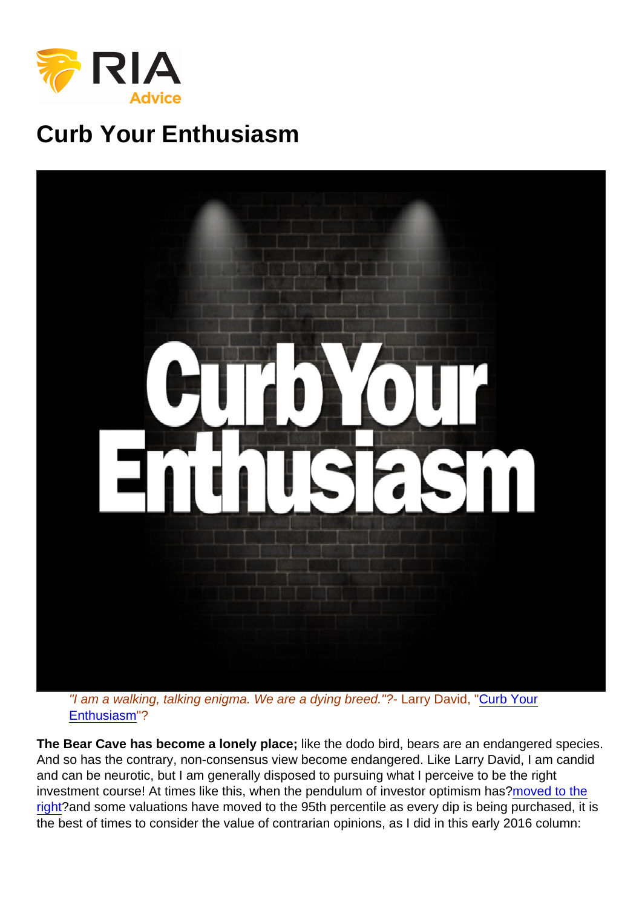# Curb Your Enthusiasm

*"I am a walking, talking enigma. We are a dying breed."?-* Larry David, "Curb Your Enthusiasm"?

**The Bear Cave has become a lonely place;** like the dodo bird, bears are an endangered species. And so has the contrary, non-consensus view become endangered. Like Larry David, I am candid and can be neurotic, but I am generally disposed to pursuing what I perceive to be the right investment course! At times like this, when the pendulum of investor optimism has?moved to the right?and some valuations have moved to the 95th percentile as every dip is being purchased, it is the best of times to consider the value of contrarian opinions, as I did in this early 2016 column: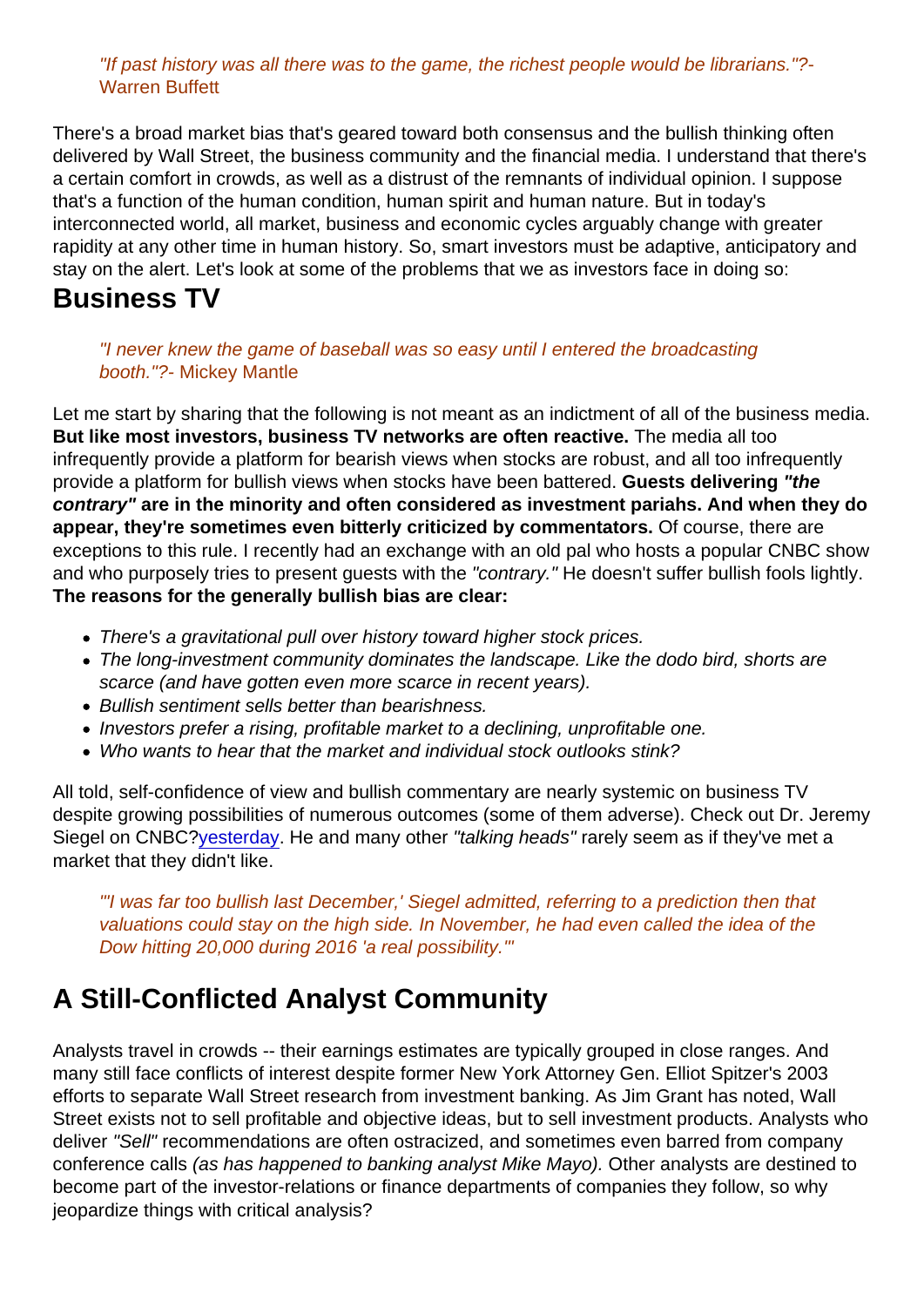*"If past history was all there was to the game, the richest people would be librarians."?- Warren Buffett*

There's a broad market bias that's geared toward both consensus and the bullish thinking often delivered by Wall Street, the business community and the financial media. I understand that there's a certain comfort in crowds, as well as a distrust of the remnants of individual opinion. I suppose that's a function of the human condition, human spirit and human nature. But in today's interconnected world, all market, business and economic cycles arguably change with greater rapidity at any other time in human history. So, smart investors must be adaptive, anticipatory and stay on the alert. Let's look at some of the problems that we as investors face in doing so:

## Business TV

*"I never knew the game of baseball was so easy until I entered the broadcasting booth."?- Mickey Mantle*

Let me start by sharing that the following is not meant as an indictment of all of the business media. **But like most investors, business TV networks are often reactive.** The media all too infrequently provide a platform for bearish views when stocks are robust, and all too infrequently provide a platform for bullish views when stocks have been battered. **Guests delivering *"the contrary"* are in the minority and often considered as investment pariahs. And when they do appear, they're sometimes even bitterly criticized by commentators.** Of course, there are exceptions to this rule. I recently had an exchange with an old pal who hosts a popular CNBC show and who purposely tries to present guests with the *"contrary."* He doesn't suffer bullish fools lightly. **The reasons for the generally bullish bias are clear:**

- *There's a gravitational pull over history toward higher stock prices.*
- *The long-investment community dominates the landscape. Like the dodo bird, shorts are scarce (and have gotten even more scarce in recent years).*
- *Bullish sentiment sells better than bearishness.*
- *Investors prefer a rising, profitable market to a declining, unprofitable one.*
- *Who wants to hear that the market and individual stock outlooks stink?*

All told, self-confidence of view and bullish commentary are nearly systemic on business TV despite growing possibilities of numerous outcomes (some of them adverse). Check out Dr. Jeremy Siegel on CNBC?yesterday. He and many other *"talking heads"* rarely seem as if they've met a market that they didn't like.

*"'I was far too bullish last December,' Siegel admitted, referring to a prediction then that valuations could stay on the high side. In November, he had even called the idea of the Dow hitting 20,000 during 2016 'a real possibility.'"*

## A Still-Conflicted Analyst Community

Analysts travel in crowds -- their earnings estimates are typically grouped in close ranges. And many still face conflicts of interest despite former New York Attorney Gen. Elliot Spitzer's 2003 efforts to separate Wall Street research from investment banking. As Jim Grant has noted, Wall Street exists not to sell profitable and objective ideas, but to sell investment products. Analysts who deliver *"Sell"* recommendations are often ostracized, and sometimes even barred from company conference calls *(as has happened to banking analyst Mike Mayo).* Other analysts are destined to become part of the investor-relations or finance departments of companies they follow, so why jeopardize things with critical analysis?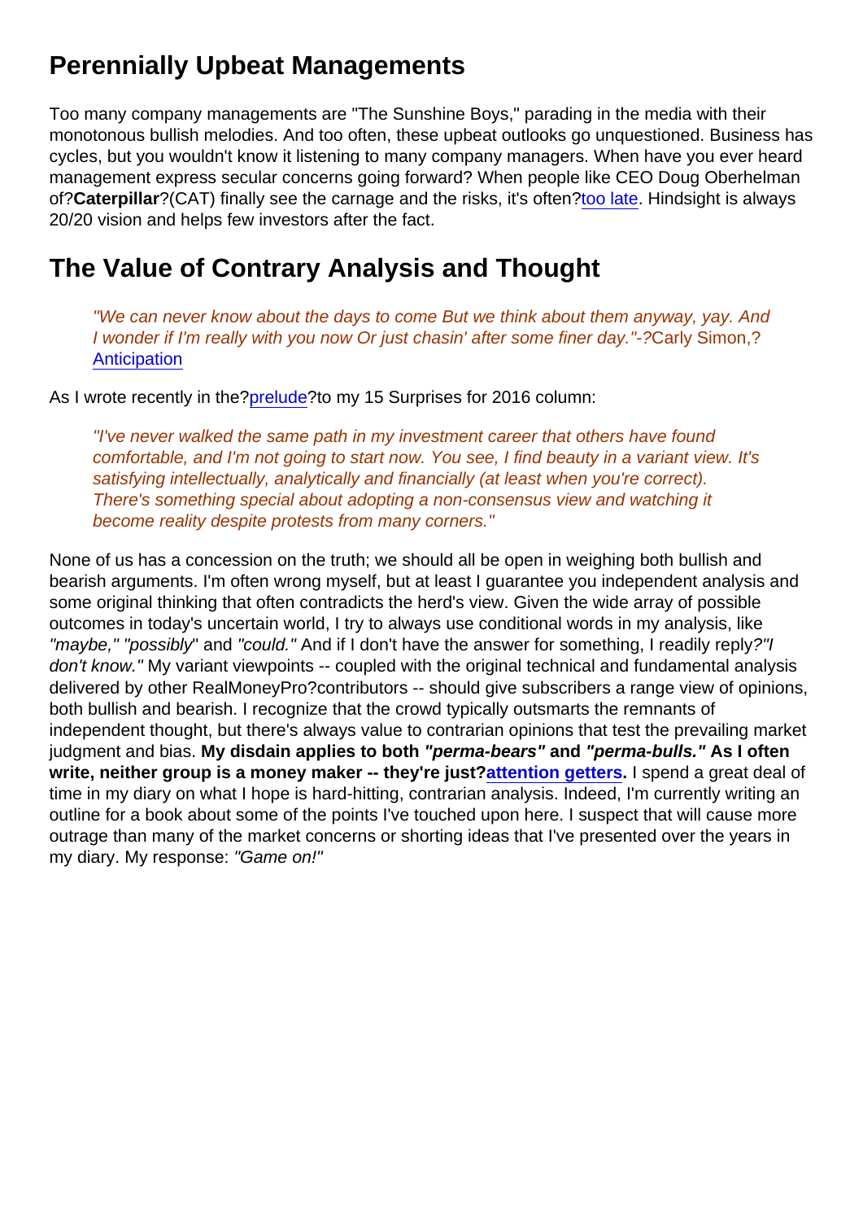## Perennially Upbeat Managements

Too many company managements are "The Sunshine Boys," parading in the media with their monotonous bullish melodies. And too often, these upbeat outlooks go unquestioned. Business has cycles, but you wouldn't know it listening to many company managers. When have you ever heard management express secular concerns going forward? When people like CEO Doug Oberhelman of?**Caterpillar**?(CAT) finally see the carnage and the risks, it's often?too late. Hindsight is always 20/20 vision and helps few investors after the fact.

## The Value of Contrary Analysis and Thought

> *"We can never know about the days to come But we think about them anyway, yay. And I wonder if I'm really with you now Or just chasin' after some finer day."-?*Carly Simon,? Anticipation

As I wrote recently in the?prelude?to my 15 Surprises for 2016 column:

> *"I've never walked the same path in my investment career that others have found comfortable, and I'm not going to start now. You see, I find beauty in a variant view. It's satisfying intellectually, analytically and financially (at least when you're correct). There's something special about adopting a non-consensus view and watching it become reality despite protests from many corners."*

None of us has a concession on the truth; we should all be open in weighing both bullish and bearish arguments. I'm often wrong myself, but at least I guarantee you independent analysis and some original thinking that often contradicts the herd's view. Given the wide array of possible outcomes in today's uncertain world, I try to always use conditional words in my analysis, like *"maybe," "possibly*" and *"could."* And if I don't have the answer for something, I readily reply*?"I don't know."* My variant viewpoints -- coupled with the original technical and fundamental analysis delivered by other RealMoneyPro?contributors -- should give subscribers a range view of opinions, both bullish and bearish. I recognize that the crowd typically outsmarts the remnants of independent thought, but there's always value to contrarian opinions that test the prevailing market judgment and bias. **My disdain applies to both *"perma-bears"* and *"perma-bulls."* As I often write, neither group is a money maker -- they're just?attention getters.** I spend a great deal of time in my diary on what I hope is hard-hitting, contrarian analysis. Indeed, I'm currently writing an outline for a book about some of the points I've touched upon here. I suspect that will cause more outrage than many of the market concerns or shorting ideas that I've presented over the years in my diary. My response: *"Game on!"*